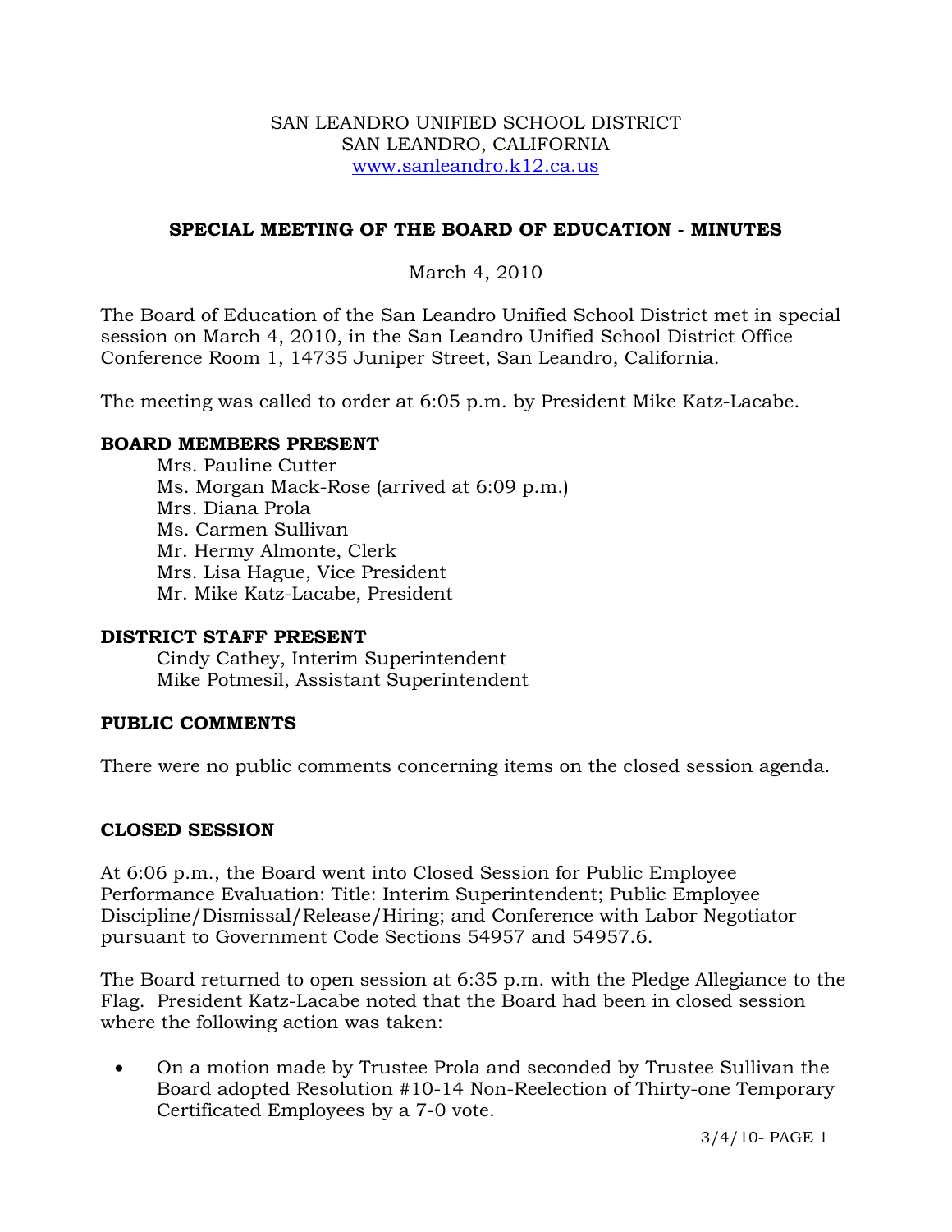SAN LEANDRO UNIFIED SCHOOL DISTRICT
SAN LEANDRO, CALIFORNIA
www.sanleandro.k12.ca.us

# SPECIAL MEETING OF THE BOARD OF EDUCATION - MINUTES

March 4, 2010

The Board of Education of the San Leandro Unified School District met in special session on March 4, 2010, in the San Leandro Unified School District Office Conference Room 1, 14735 Juniper Street, San Leandro, California.

The meeting was called to order at 6:05 p.m. by President Mike Katz-Lacabe.

## BOARD MEMBERS PRESENT

Mrs. Pauline Cutter
Ms. Morgan Mack-Rose (arrived at 6:09 p.m.)
Mrs. Diana Prola
Ms. Carmen Sullivan
Mr. Hermy Almonte, Clerk
Mrs. Lisa Hague, Vice President
Mr. Mike Katz-Lacabe, President

## DISTRICT STAFF PRESENT

Cindy Cathey, Interim Superintendent
Mike Potmesil, Assistant Superintendent

## PUBLIC COMMENTS

There were no public comments concerning items on the closed session agenda.

## CLOSED SESSION

At 6:06 p.m., the Board went into Closed Session for Public Employee Performance Evaluation: Title: Interim Superintendent; Public Employee Discipline/Dismissal/Release/Hiring; and Conference with Labor Negotiator pursuant to Government Code Sections 54957 and 54957.6.

The Board returned to open session at 6:35 p.m. with the Pledge Allegiance to the Flag. President Katz-Lacabe noted that the Board had been in closed session where the following action was taken:

- On a motion made by Trustee Prola and seconded by Trustee Sullivan the Board adopted Resolution #10-14 Non-Reelection of Thirty-one Temporary Certificated Employees by a 7-0 vote.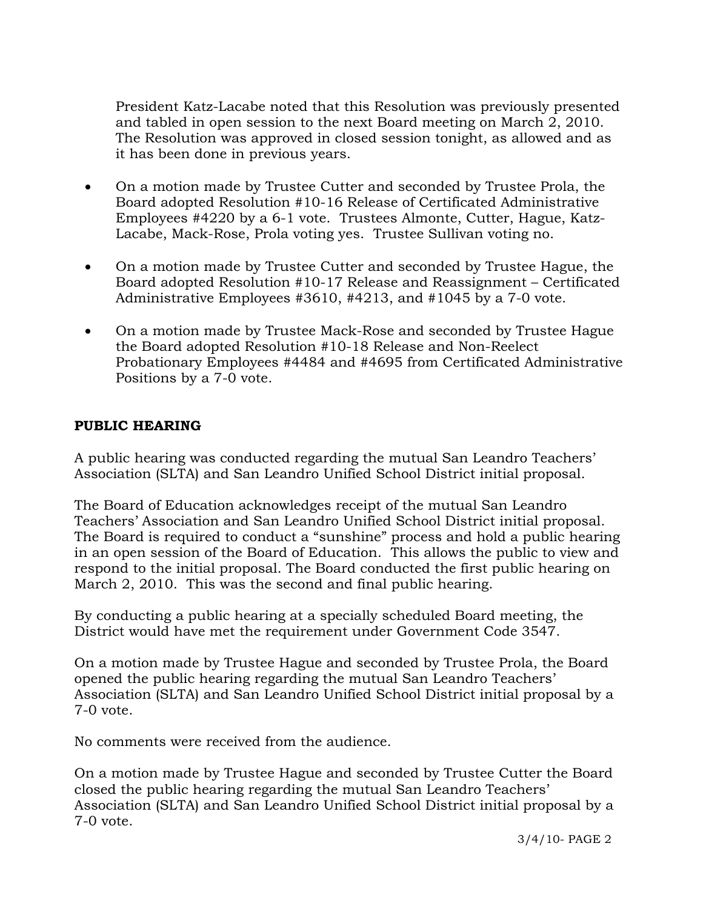President Katz-Lacabe noted that this Resolution was previously presented and tabled in open session to the next Board meeting on March 2, 2010. The Resolution was approved in closed session tonight, as allowed and as it has been done in previous years.

- On a motion made by Trustee Cutter and seconded by Trustee Prola, the Board adopted Resolution #10-16 Release of Certificated Administrative Employees #4220 by a 6-1 vote. Trustees Almonte, Cutter, Hague, Katz-Lacabe, Mack-Rose, Prola voting yes. Trustee Sullivan voting no.
- On a motion made by Trustee Cutter and seconded by Trustee Hague, the Board adopted Resolution #10-17 Release and Reassignment – Certificated Administrative Employees #3610, #4213, and #1045 by a 7-0 vote.
- On a motion made by Trustee Mack-Rose and seconded by Trustee Hague the Board adopted Resolution #10-18 Release and Non-Reelect Probationary Employees #4484 and #4695 from Certificated Administrative Positions by a 7-0 vote.

**PUBLIC HEARING**

A public hearing was conducted regarding the mutual San Leandro Teachers' Association (SLTA) and San Leandro Unified School District initial proposal.

The Board of Education acknowledges receipt of the mutual San Leandro Teachers' Association and San Leandro Unified School District initial proposal. The Board is required to conduct a "sunshine" process and hold a public hearing in an open session of the Board of Education. This allows the public to view and respond to the initial proposal. The Board conducted the first public hearing on March 2, 2010. This was the second and final public hearing.

By conducting a public hearing at a specially scheduled Board meeting, the District would have met the requirement under Government Code 3547.

On a motion made by Trustee Hague and seconded by Trustee Prola, the Board opened the public hearing regarding the mutual San Leandro Teachers' Association (SLTA) and San Leandro Unified School District initial proposal by a 7-0 vote.

No comments were received from the audience.

On a motion made by Trustee Hague and seconded by Trustee Cutter the Board closed the public hearing regarding the mutual San Leandro Teachers' Association (SLTA) and San Leandro Unified School District initial proposal by a 7-0 vote.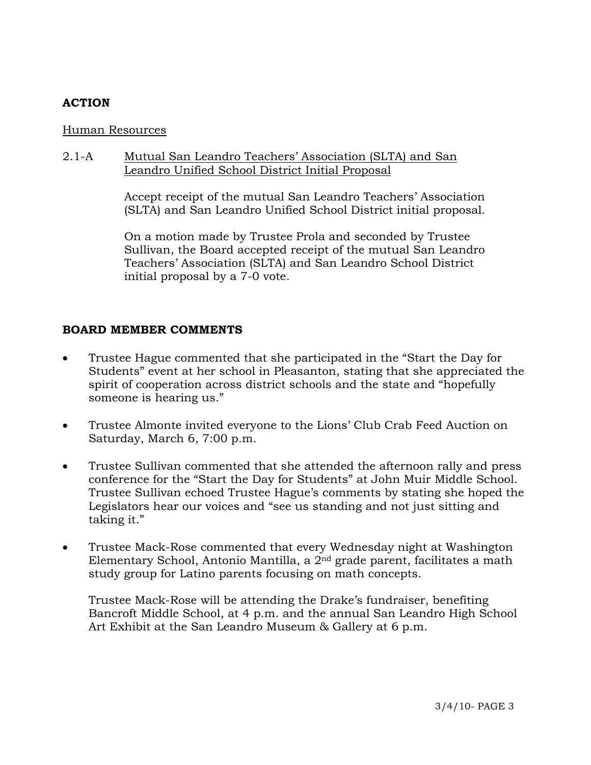**ACTION**

Human Resources

2.1-A Mutual San Leandro Teachers' Association (SLTA) and San Leandro Unified School District Initial Proposal

Accept receipt of the mutual San Leandro Teachers' Association (SLTA) and San Leandro Unified School District initial proposal.

On a motion made by Trustee Prola and seconded by Trustee Sullivan, the Board accepted receipt of the mutual San Leandro Teachers' Association (SLTA) and San Leandro School District initial proposal by a 7-0 vote.

**BOARD MEMBER COMMENTS**

- Trustee Hague commented that she participated in the "Start the Day for Students" event at her school in Pleasanton, stating that she appreciated the spirit of cooperation across district schools and the state and "hopefully someone is hearing us."

- Trustee Almonte invited everyone to the Lions' Club Crab Feed Auction on Saturday, March 6, 7:00 p.m.

- Trustee Sullivan commented that she attended the afternoon rally and press conference for the "Start the Day for Students" at John Muir Middle School. Trustee Sullivan echoed Trustee Hague's comments by stating she hoped the Legislators hear our voices and "see us standing and not just sitting and taking it."

- Trustee Mack-Rose commented that every Wednesday night at Washington Elementary School, Antonio Mantilla, a 2nd grade parent, facilitates a math study group for Latino parents focusing on math concepts.

  Trustee Mack-Rose will be attending the Drake's fundraiser, benefiting Bancroft Middle School, at 4 p.m. and the annual San Leandro High School Art Exhibit at the San Leandro Museum & Gallery at 6 p.m.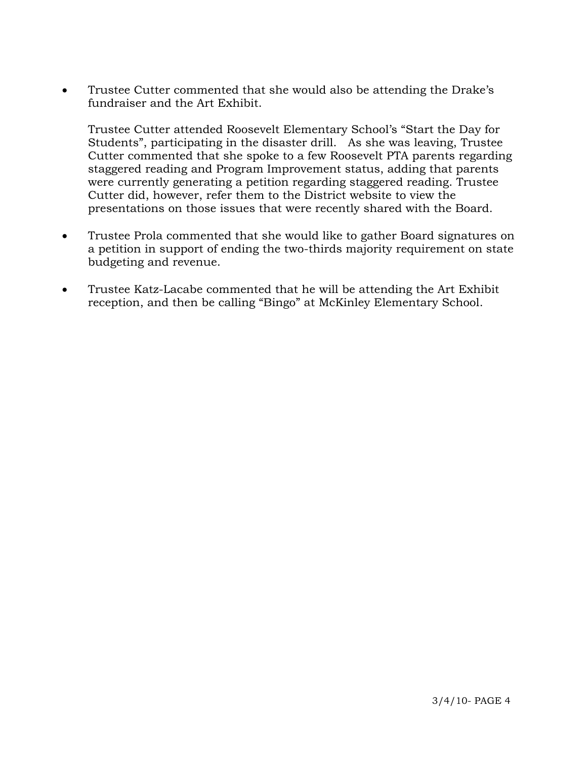- Trustee Cutter commented that she would also be attending the Drake's fundraiser and the Art Exhibit.

  Trustee Cutter attended Roosevelt Elementary School's "Start the Day for Students", participating in the disaster drill. As she was leaving, Trustee Cutter commented that she spoke to a few Roosevelt PTA parents regarding staggered reading and Program Improvement status, adding that parents were currently generating a petition regarding staggered reading. Trustee Cutter did, however, refer them to the District website to view the presentations on those issues that were recently shared with the Board.

- Trustee Prola commented that she would like to gather Board signatures on a petition in support of ending the two-thirds majority requirement on state budgeting and revenue.

- Trustee Katz-Lacabe commented that he will be attending the Art Exhibit reception, and then be calling "Bingo" at McKinley Elementary School.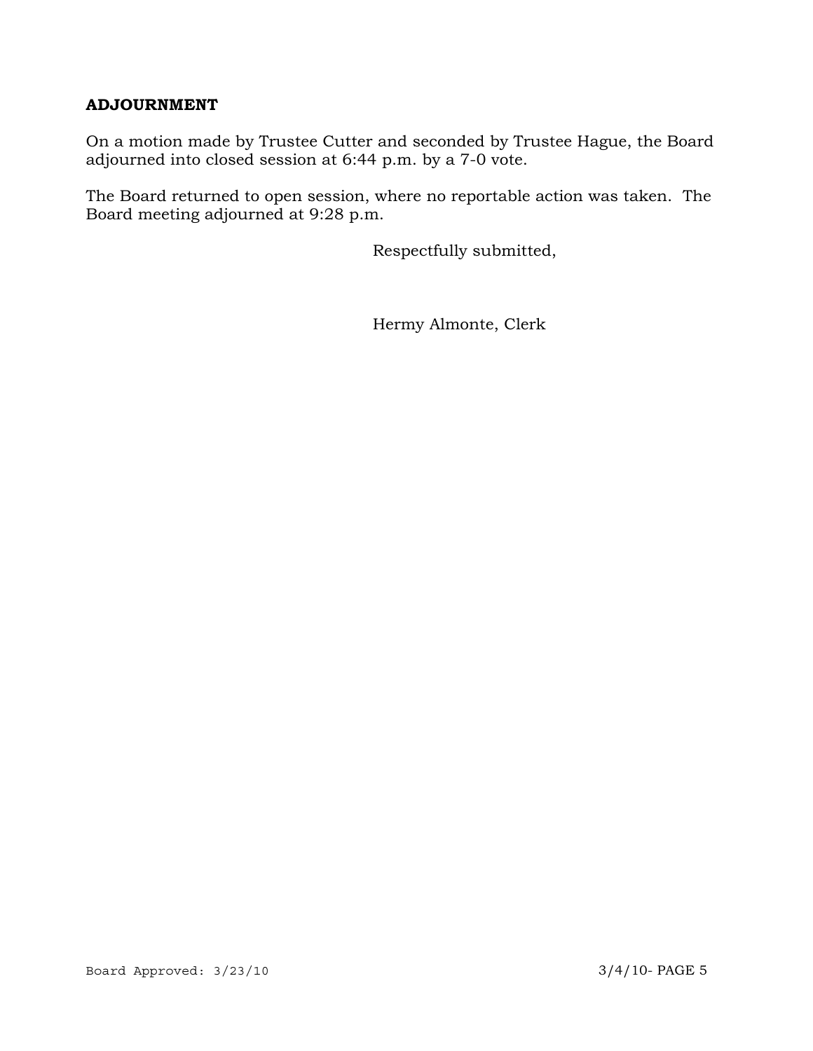## ADJOURNMENT

On a motion made by Trustee Cutter and seconded by Trustee Hague, the Board adjourned into closed session at 6:44 p.m. by a 7-0 vote.

The Board returned to open session, where no reportable action was taken. The Board meeting adjourned at 9:28 p.m.

Respectfully submitted,

Hermy Almonte, Clerk

Board Approved: 3/23/10